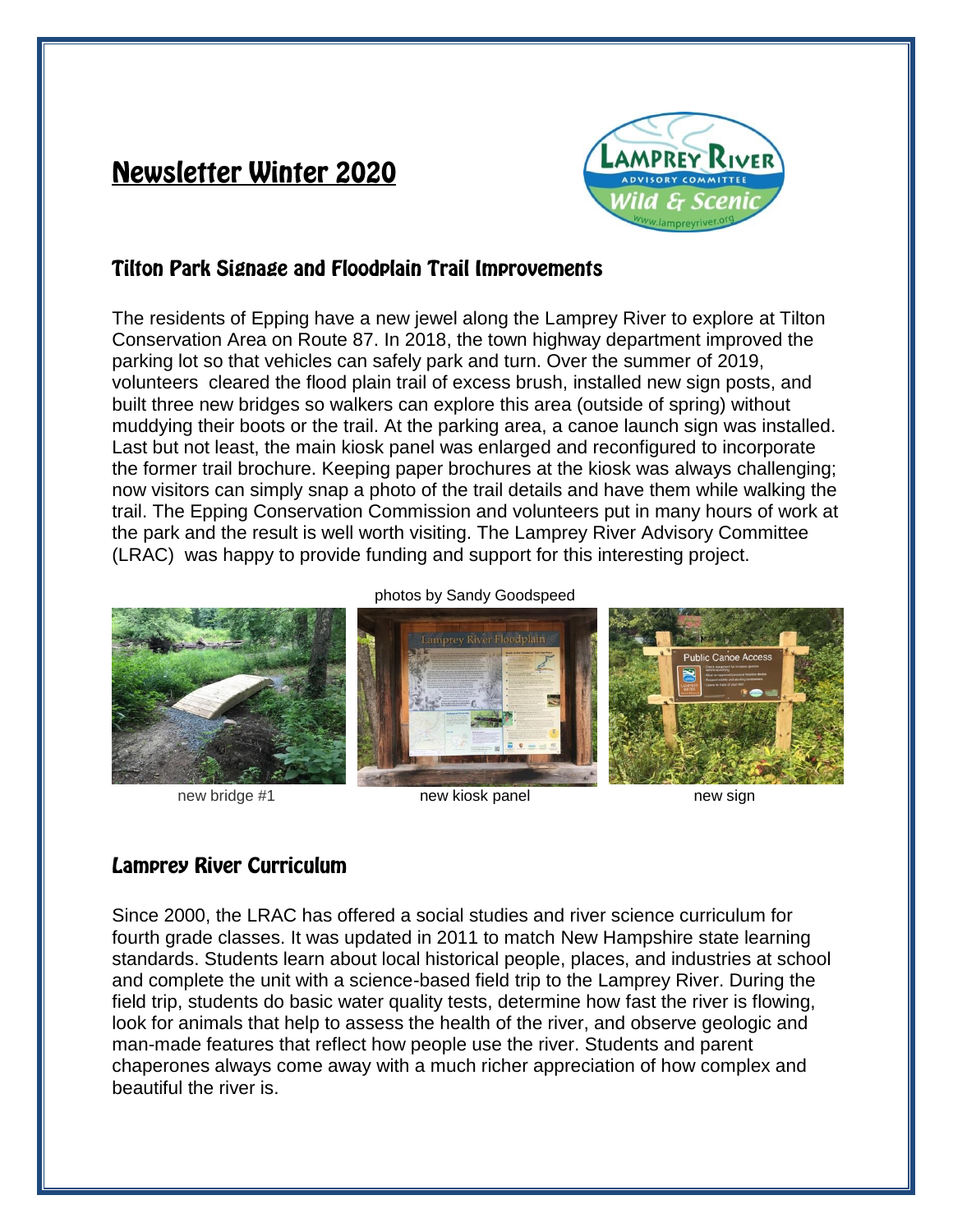# Newsletter Winter 2020

## Tilton Park Signage and Floodplain Trail Improvements

The residents of Epping have a new jewel along the Lamprey River to explore at Tilton Conservation Area on Route 87. In 2018, the town highway department improved the parking lot so that vehicles can safely park and turn. Over the summer of 2019, volunteers cleared the flood plain trail of excess brush, installed new sign posts, and built three new bridges so walkers can explore this area (outside of spring) without muddying their boots or the trail. At the parking area, a canoe launch sign was installed. Last but not least, the main kiosk panel was enlarged and reconfigured to incorporate the former trail brochure. Keeping paper brochures at the kiosk was always challenging; now visitors can simply snap a photo of the trail details and have them while walking the trail. The Epping Conservation Commission and volunteers put in many hours of work at the park and the result is well worth visiting. The Lamprey River Advisory Committee (LRAC) was happy to provide funding and support for this interesting project.

photos by Sandy Goodspeed

new bridge #1 | new kiosk panel | new sign

## Lamprey River Curriculum

Since 2000, the LRAC has offered a social studies and river science curriculum for fourth grade classes. It was updated in 2011 to match New Hampshire state learning standards. Students learn about local historical people, places, and industries at school and complete the unit with a science-based field trip to the Lamprey River. During the field trip, students do basic water quality tests, determine how fast the river is flowing, look for animals that help to assess the health of the river, and observe geologic and man-made features that reflect how people use the river. Students and parent chaperones always come away with a much richer appreciation of how complex and beautiful the river is.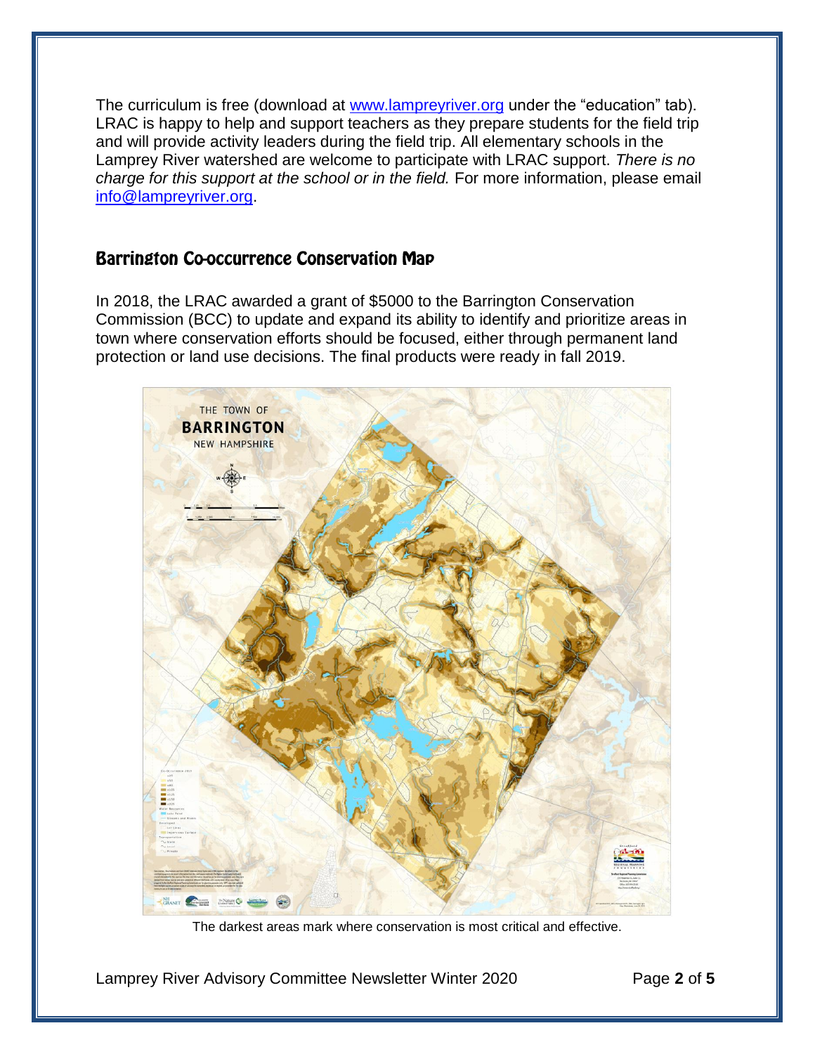The curriculum is free (download at [www.lampreyriver.org](http://www.lampreyriver.org) under the "education" tab). LRAC is happy to help and support teachers as they prepare students for the field trip and will provide activity leaders during the field trip. All elementary schools in the Lamprey River watershed are welcome to participate with LRAC support. *There is no charge for this support at the school or in the field.* For more information, please email [info@lampreyriver.org](mailto:info@lampreyriver.org).

## Barrington Co-occurrence Conservation Map

In 2018, the LRAC awarded a grant of $5000 to the Barrington Conservation Commission (BCC) to update and expand its ability to identify and prioritize areas in town where conservation efforts should be focused, either through permanent land protection or land use decisions. The final products were ready in fall 2019.

The darkest areas mark where conservation is most critical and effective.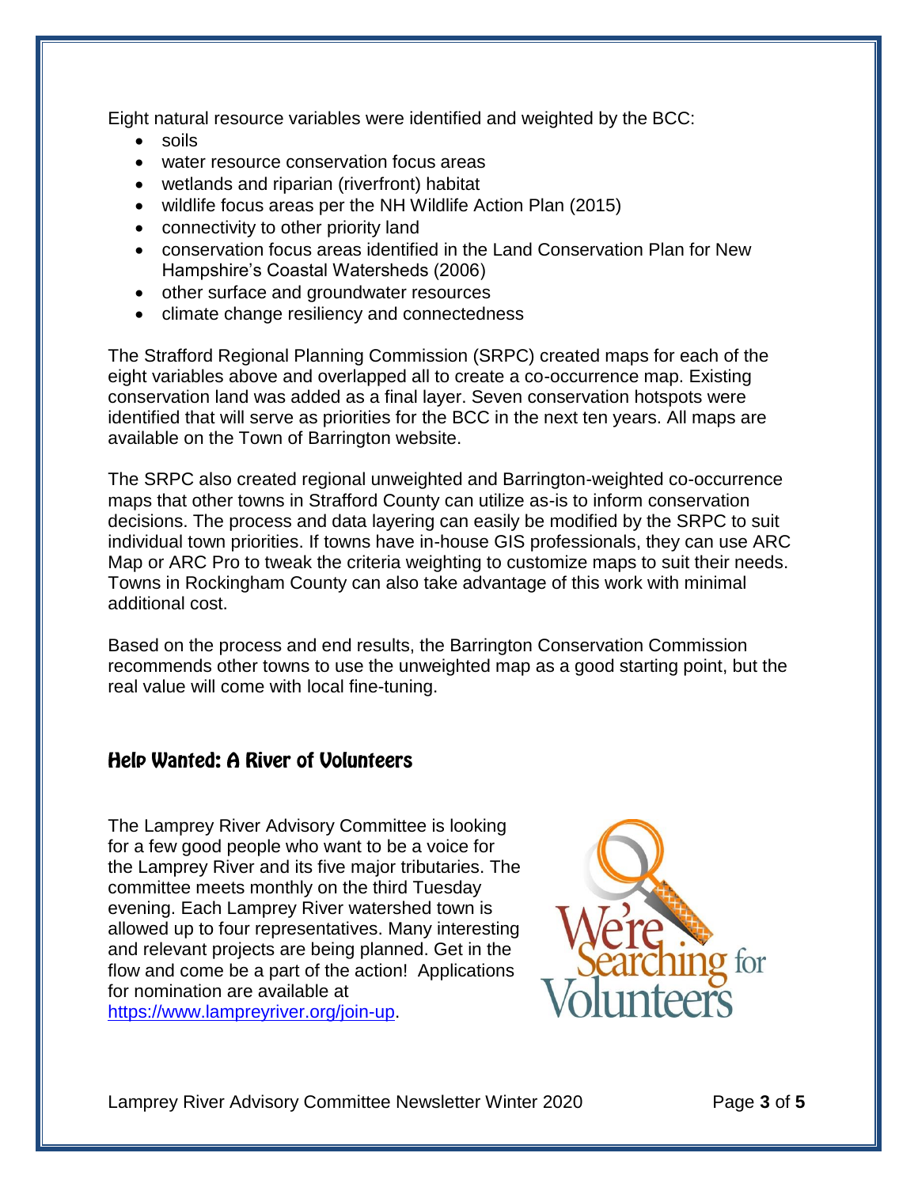Eight natural resource variables were identified and weighted by the BCC:

- soils
- water resource conservation focus areas
- wetlands and riparian (riverfront) habitat
- wildlife focus areas per the NH Wildlife Action Plan (2015)
- connectivity to other priority land
- conservation focus areas identified in the Land Conservation Plan for New Hampshire's Coastal Watersheds (2006)
- other surface and groundwater resources
- climate change resiliency and connectedness

The Strafford Regional Planning Commission (SRPC) created maps for each of the eight variables above and overlapped all to create a co-occurrence map. Existing conservation land was added as a final layer. Seven conservation hotspots were identified that will serve as priorities for the BCC in the next ten years. All maps are available on the Town of Barrington website.

The SRPC also created regional unweighted and Barrington-weighted co-occurrence maps that other towns in Strafford County can utilize as-is to inform conservation decisions. The process and data layering can easily be modified by the SRPC to suit individual town priorities. If towns have in-house GIS professionals, they can use ARC Map or ARC Pro to tweak the criteria weighting to customize maps to suit their needs. Towns in Rockingham County can also take advantage of this work with minimal additional cost.

Based on the process and end results, the Barrington Conservation Commission recommends other towns to use the unweighted map as a good starting point, but the real value will come with local fine-tuning.

## Help Wanted: A River of Volunteers

The Lamprey River Advisory Committee is looking for a few good people who want to be a voice for the Lamprey River and its five major tributaries. The committee meets monthly on the third Tuesday evening. Each Lamprey River watershed town is allowed up to four representatives. Many interesting and relevant projects are being planned. Get in the flow and come be a part of the action! Applications for nomination are available at https://www.lampreyriver.org/join-up.

We're Searching for Volunteers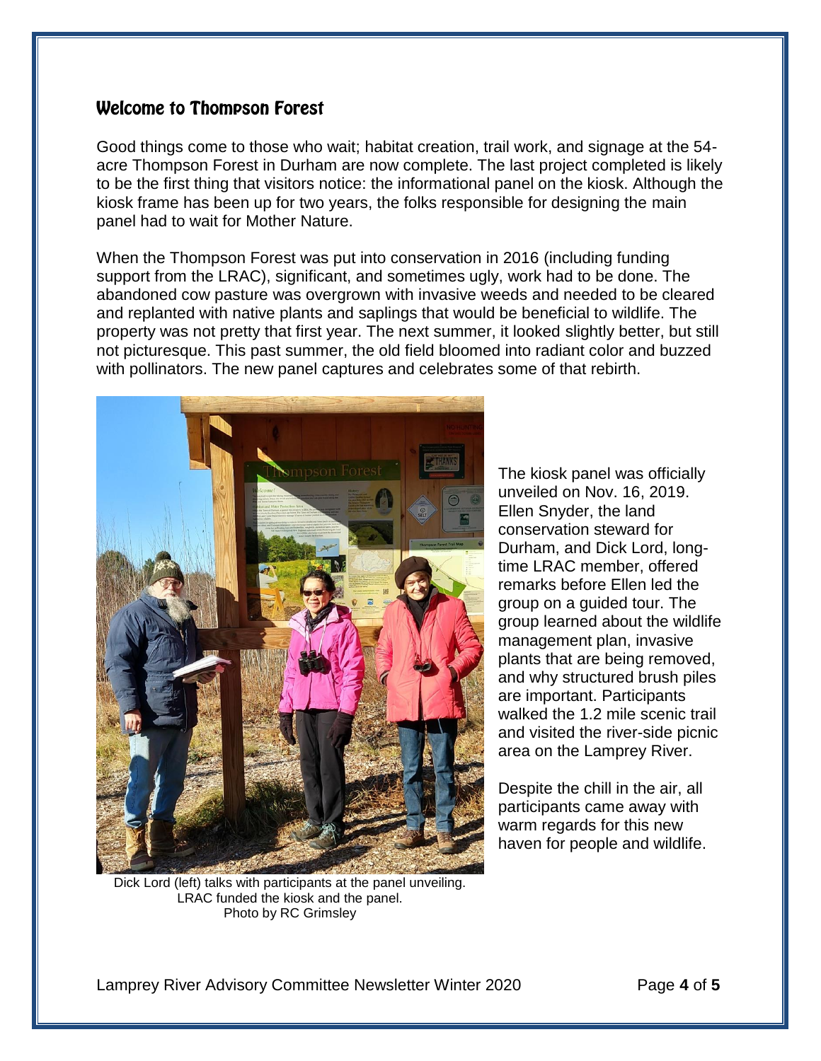## Welcome to Thompson Forest

Good things come to those who wait; habitat creation, trail work, and signage at the 54-acre Thompson Forest in Durham are now complete. The last project completed is likely to be the first thing that visitors notice: the informational panel on the kiosk. Although the kiosk frame has been up for two years, the folks responsible for designing the main panel had to wait for Mother Nature.

When the Thompson Forest was put into conservation in 2016 (including funding support from the LRAC), significant, and sometimes ugly, work had to be done. The abandoned cow pasture was overgrown with invasive weeds and needed to be cleared and replanted with native plants and saplings that would be beneficial to wildlife. The property was not pretty that first year. The next summer, it looked slightly better, but still not picturesque. This past summer, the old field bloomed into radiant color and buzzed with pollinators. The new panel captures and celebrates some of that rebirth.

Dick Lord (left) talks with participants at the panel unveiling. LRAC funded the kiosk and the panel. Photo by RC Grimsley

The kiosk panel was officially unveiled on Nov. 16, 2019. Ellen Snyder, the land conservation steward for Durham, and Dick Lord, long-time LRAC member, offered remarks before Ellen led the group on a guided tour. The group learned about the wildlife management plan, invasive plants that are being removed, and why structured brush piles are important. Participants walked the 1.2 mile scenic trail and visited the river-side picnic area on the Lamprey River.

Despite the chill in the air, all participants came away with warm regards for this new haven for people and wildlife.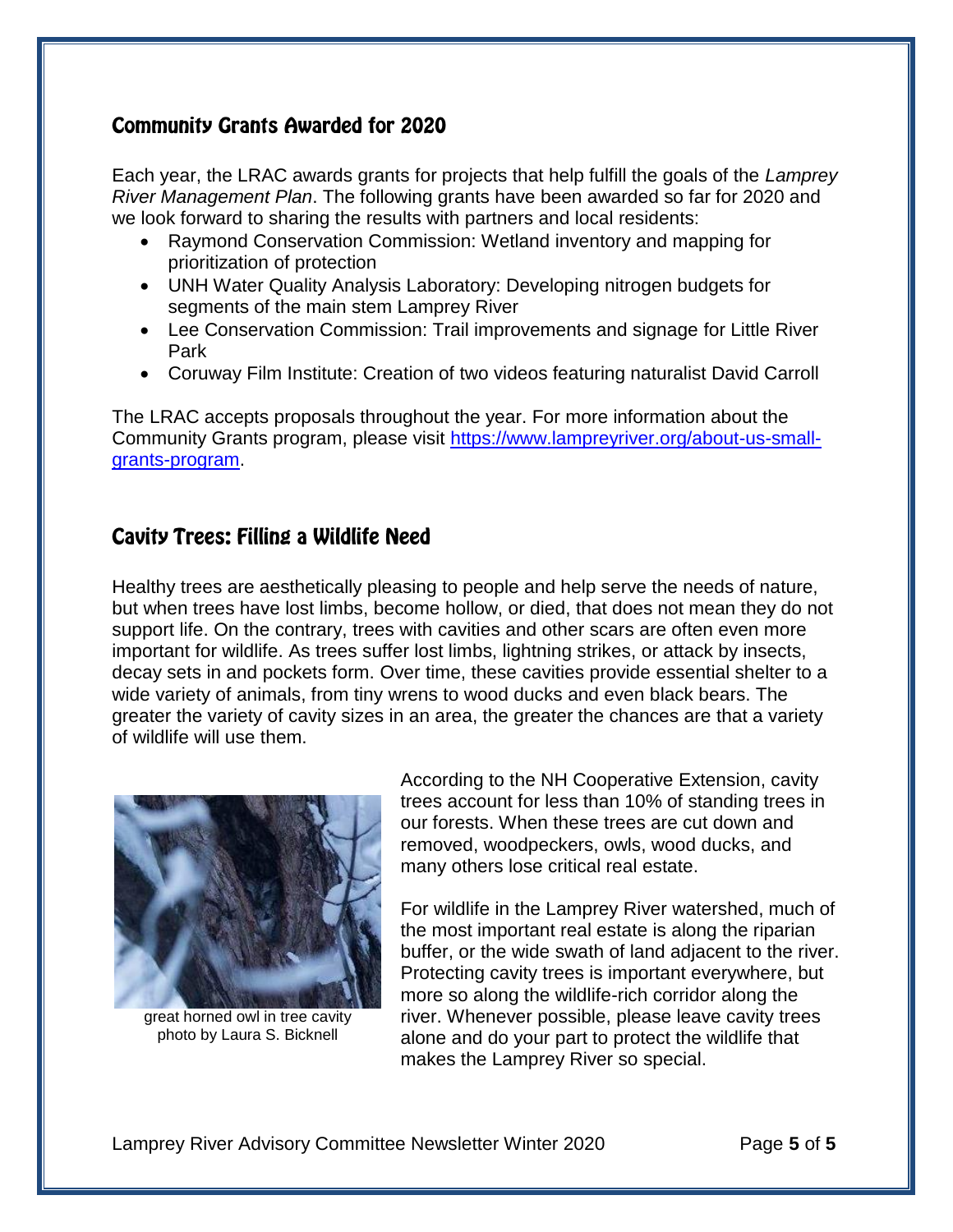## Community Grants Awarded for 2020

Each year, the LRAC awards grants for projects that help fulfill the goals of the *Lamprey River Management Plan*. The following grants have been awarded so far for 2020 and we look forward to sharing the results with partners and local residents:

- Raymond Conservation Commission: Wetland inventory and mapping for prioritization of protection
- UNH Water Quality Analysis Laboratory: Developing nitrogen budgets for segments of the main stem Lamprey River
- Lee Conservation Commission: Trail improvements and signage for Little River Park
- Coruway Film Institute: Creation of two videos featuring naturalist David Carroll

The LRAC accepts proposals throughout the year. For more information about the Community Grants program, please visit [https://www.lampreyriver.org/about-us-small-grants-program](https://www.lampreyriver.org/about-us-small-grants-program).

## Cavity Trees: Filling a Wildlife Need

Healthy trees are aesthetically pleasing to people and help serve the needs of nature, but when trees have lost limbs, become hollow, or died, that does not mean they do not support life. On the contrary, trees with cavities and other scars are often even more important for wildlife. As trees suffer lost limbs, lightning strikes, or attack by insects, decay sets in and pockets form. Over time, these cavities provide essential shelter to a wide variety of animals, from tiny wrens to wood ducks and even black bears. The greater the variety of cavity sizes in an area, the greater the chances are that a variety of wildlife will use them.

great horned owl in tree cavity
photo by Laura S. Bicknell

According to the NH Cooperative Extension, cavity trees account for less than 10% of standing trees in our forests. When these trees are cut down and removed, woodpeckers, owls, wood ducks, and many others lose critical real estate.

For wildlife in the Lamprey River watershed, much of the most important real estate is along the riparian buffer, or the wide swath of land adjacent to the river. Protecting cavity trees is important everywhere, but more so along the wildlife-rich corridor along the river. Whenever possible, please leave cavity trees alone and do your part to protect the wildlife that makes the Lamprey River so special.